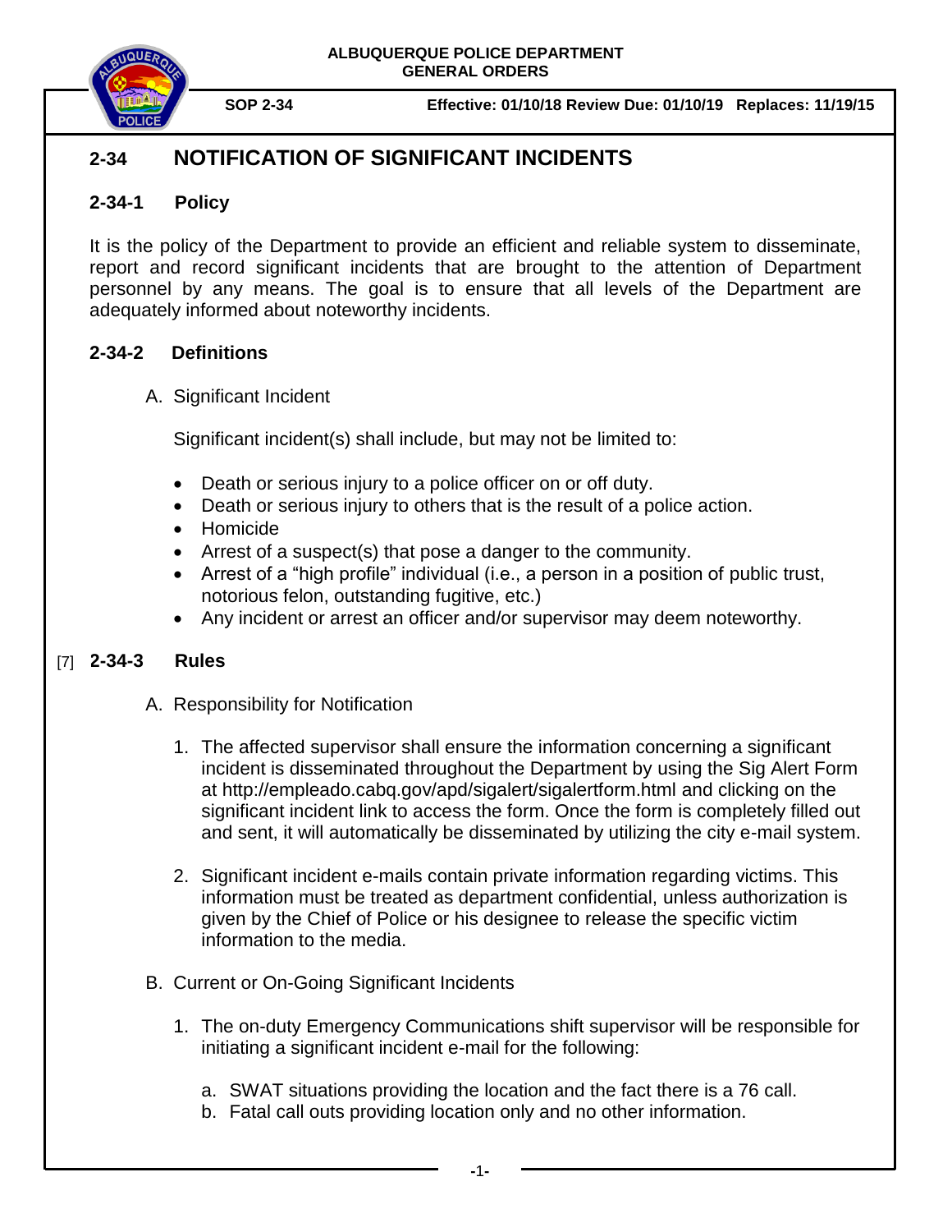ALBUQUERQUE POLICE DEPARTMENT
GENERAL ORDERS

**SOP 2-34** **Effective: 01/10/18 Review Due: 01/10/19 Replaces: 11/19/15**

# 2-34 NOTIFICATION OF SIGNIFICANT INCIDENTS

## 2-34-1 Policy

It is the policy of the Department to provide an efficient and reliable system to disseminate, report and record significant incidents that are brought to the attention of Department personnel by any means. The goal is to ensure that all levels of the Department are adequately informed about noteworthy incidents.

## 2-34-2 Definitions

A. Significant Incident

Significant incident(s) shall include, but may not be limited to:

- Death or serious injury to a police officer on or off duty.
- Death or serious injury to others that is the result of a police action.
- Homicide
- Arrest of a suspect(s) that pose a danger to the community.
- Arrest of a "high profile" individual (i.e., a person in a position of public trust, notorious felon, outstanding fugitive, etc.)
- Any incident or arrest an officer and/or supervisor may deem noteworthy.

## [7] 2-34-3 Rules

A. Responsibility for Notification

1. The affected supervisor shall ensure the information concerning a significant incident is disseminated throughout the Department by using the Sig Alert Form at http://empleado.cabq.gov/apd/sigalert/sigalertform.html and clicking on the significant incident link to access the form. Once the form is completely filled out and sent, it will automatically be disseminated by utilizing the city e-mail system.

2. Significant incident e-mails contain private information regarding victims. This information must be treated as department confidential, unless authorization is given by the Chief of Police or his designee to release the specific victim information to the media.

B. Current or On-Going Significant Incidents

1. The on-duty Emergency Communications shift supervisor will be responsible for initiating a significant incident e-mail for the following:

   a. SWAT situations providing the location and the fact there is a 76 call.
   b. Fatal call outs providing location only and no other information.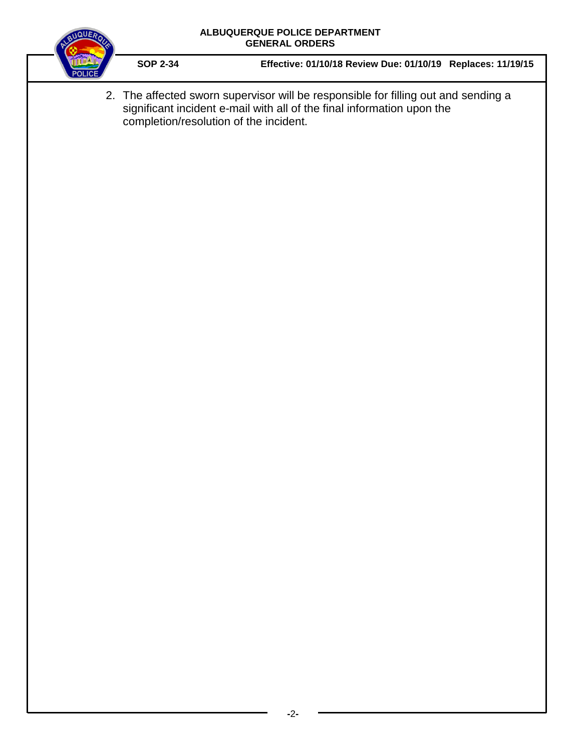2. The affected sworn supervisor will be responsible for filling out and sending a significant incident e-mail with all of the final information upon the completion/resolution of the incident.